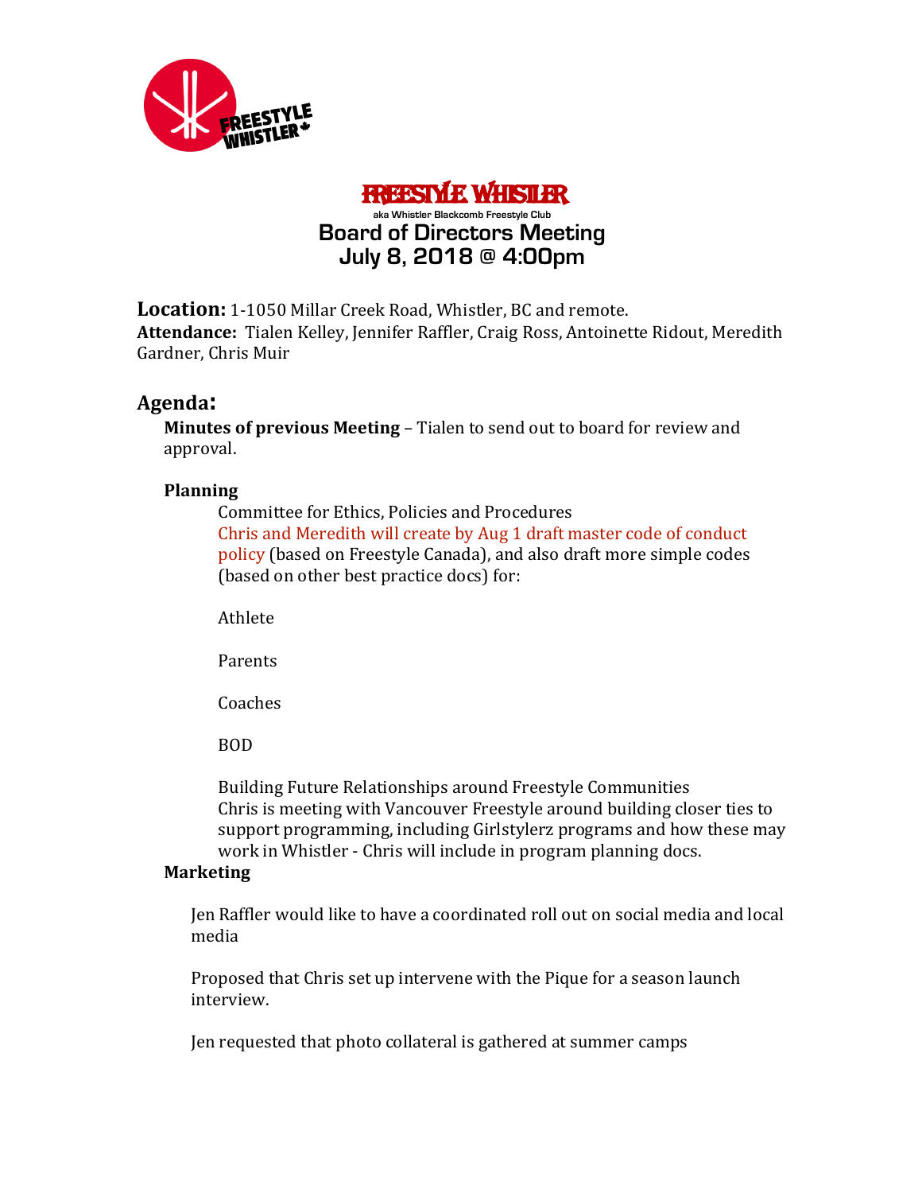# FREESTYLE WHISTLER

aka Whistler Blackcomb Freestyle Club

## Board of Directors Meeting
## July 8, 2018 @ 4:00pm

**Location:** 1-1050 Millar Creek Road, Whistler, BC and remote.
**Attendance:** Tialen Kelley, Jennifer Raffler, Craig Ross, Antoinette Ridout, Meredith Gardner, Chris Muir

## Agenda:

**Minutes of previous Meeting** – Tialen to send out to board for review and approval.

**Planning**

Committee for Ethics, Policies and Procedures
Chris and Meredith will create by Aug 1 draft master code of conduct policy (based on Freestyle Canada), and also draft more simple codes (based on other best practice docs) for:

Athlete

Parents

Coaches

BOD

Building Future Relationships around Freestyle Communities
Chris is meeting with Vancouver Freestyle around building closer ties to support programming, including Girlstylerz programs and how these may work in Whistler - Chris will include in program planning docs.

**Marketing**

Jen Raffler would like to have a coordinated roll out on social media and local media

Proposed that Chris set up intervene with the Pique for a season launch interview.

Jen requested that photo collateral is gathered at summer camps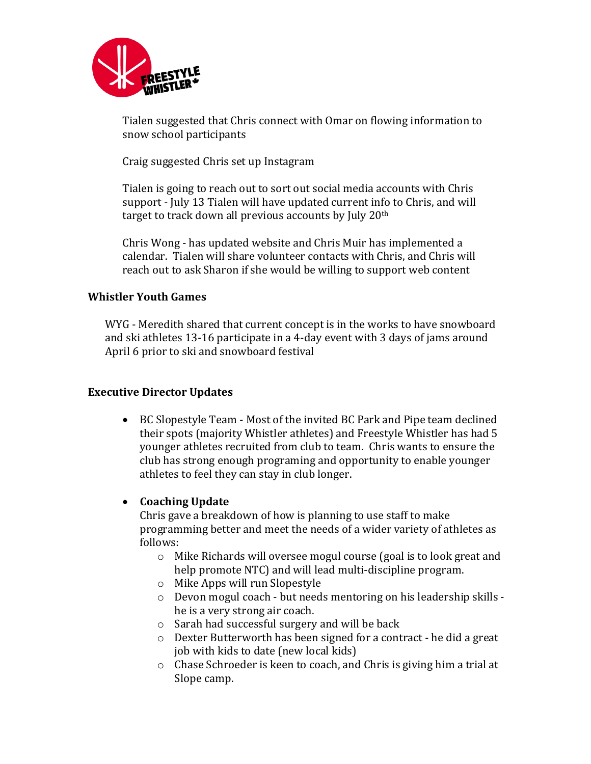Tialen suggested that Chris connect with Omar on flowing information to snow school participants

Craig suggested Chris set up Instagram

Tialen is going to reach out to sort out social media accounts with Chris support - July 13 Tialen will have updated current info to Chris, and will target to track down all previous accounts by July 20th

Chris Wong - has updated website and Chris Muir has implemented a calendar. Tialen will share volunteer contacts with Chris, and Chris will reach out to ask Sharon if she would be willing to support web content

**Whistler Youth Games**

WYG - Meredith shared that current concept is in the works to have snowboard and ski athletes 13-16 participate in a 4-day event with 3 days of jams around April 6 prior to ski and snowboard festival

**Executive Director Updates**

- BC Slopestyle Team - Most of the invited BC Park and Pipe team declined their spots (majority Whistler athletes) and Freestyle Whistler has had 5 younger athletes recruited from club to team. Chris wants to ensure the club has strong enough programing and opportunity to enable younger athletes to feel they can stay in club longer.

- **Coaching Update**
  Chris gave a breakdown of how is planning to use staff to make programming better and meet the needs of a wider variety of athletes as follows:
  - Mike Richards will oversee mogul course (goal is to look great and help promote NTC) and will lead multi-discipline program.
  - Mike Apps will run Slopestyle
  - Devon mogul coach - but needs mentoring on his leadership skills - he is a very strong air coach.
  - Sarah had successful surgery and will be back
  - Dexter Butterworth has been signed for a contract - he did a great job with kids to date (new local kids)
  - Chase Schroeder is keen to coach, and Chris is giving him a trial at Slope camp.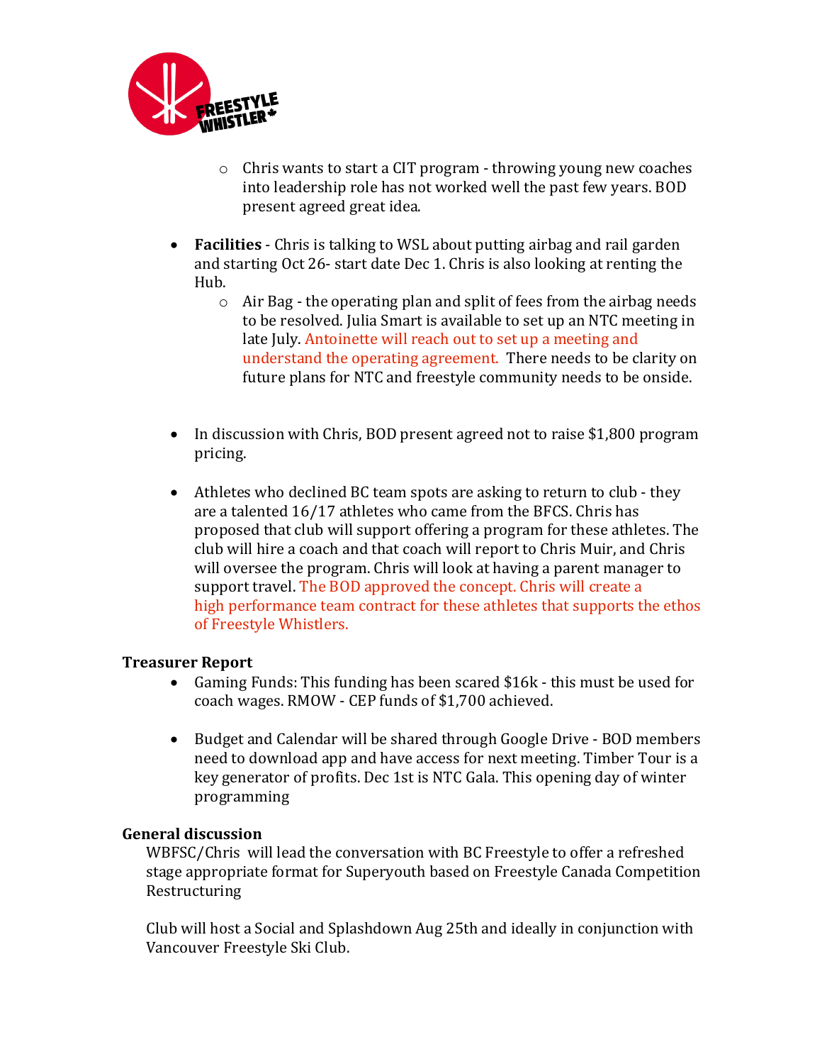- Chris wants to start a CIT program - throwing young new coaches into leadership role has not worked well the past few years. BOD present agreed great idea.

- **Facilities** - Chris is talking to WSL about putting airbag and rail garden and starting Oct 26- start date Dec 1. Chris is also looking at renting the Hub.
    - Air Bag - the operating plan and split of fees from the airbag needs to be resolved. Julia Smart is available to set up an NTC meeting in late July. Antoinette will reach out to set up a meeting and understand the operating agreement. There needs to be clarity on future plans for NTC and freestyle community needs to be onside.

- In discussion with Chris, BOD present agreed not to raise $1,800 program pricing.

- Athletes who declined BC team spots are asking to return to club - they are a talented 16/17 athletes who came from the BFCS. Chris has proposed that club will support offering a program for these athletes. The club will hire a coach and that coach will report to Chris Muir, and Chris will oversee the program. Chris will look at having a parent manager to support travel. The BOD approved the concept. Chris will create a high performance team contract for these athletes that supports the ethos of Freestyle Whistlers.

### Treasurer Report

- Gaming Funds: This funding has been scared $16k - this must be used for coach wages. RMOW - CEP funds of $1,700 achieved.

- Budget and Calendar will be shared through Google Drive - BOD members need to download app and have access for next meeting. Timber Tour is a key generator of profits. Dec 1st is NTC Gala. This opening day of winter programming

### General discussion

WBFSC/Chris will lead the conversation with BC Freestyle to offer a refreshed stage appropriate format for Superyouth based on Freestyle Canada Competition Restructuring

Club will host a Social and Splashdown Aug 25th and ideally in conjunction with Vancouver Freestyle Ski Club.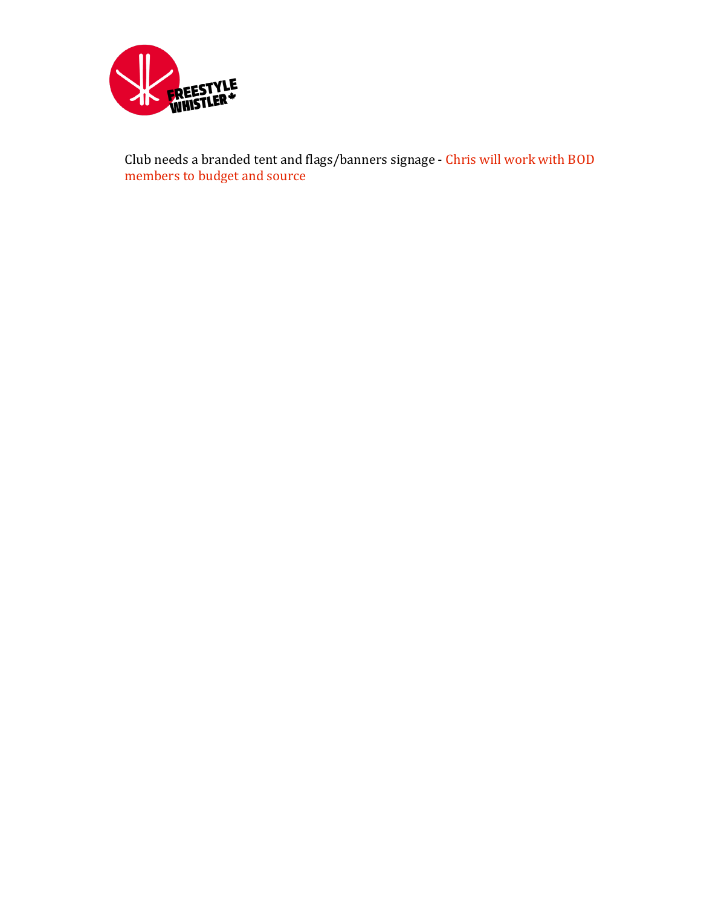Club needs a branded tent and flags/banners signage - Chris will work with BOD members to budget and source